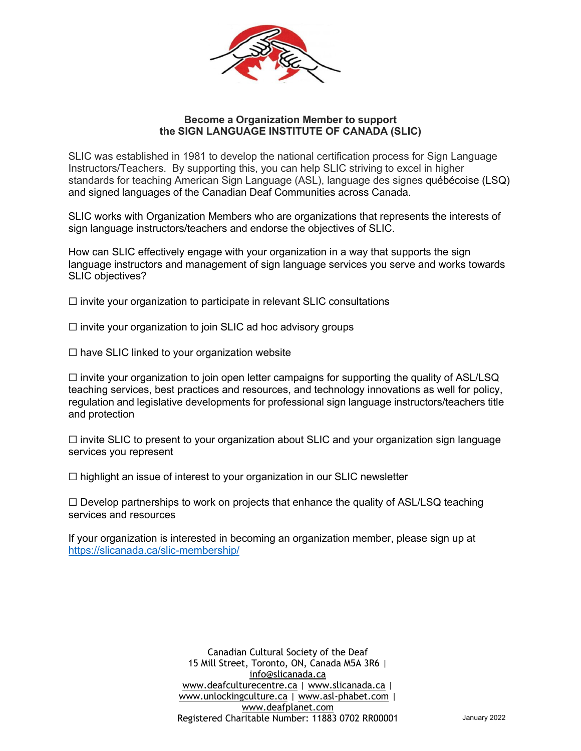**Become a Organization Member to support**
**the SIGN LANGUAGE INSTITUTE OF CANADA (SLIC)**

SLIC was established in 1981 to develop the national certification process for Sign Language Instructors/Teachers. By supporting this, you can help SLIC striving to excel in higher standards for teaching American Sign Language (ASL), language des signes québécoise (LSQ) and signed languages of the Canadian Deaf Communities across Canada.

SLIC works with Organization Members who are organizations that represents the interests of sign language instructors/teachers and endorse the objectives of SLIC.

How can SLIC effectively engage with your organization in a way that supports the sign language instructors and management of sign language services you serve and works towards SLIC objectives?

☐ invite your organization to participate in relevant SLIC consultations

☐ invite your organization to join SLIC ad hoc advisory groups

☐ have SLIC linked to your organization website

☐ invite your organization to join open letter campaigns for supporting the quality of ASL/LSQ teaching services, best practices and resources, and technology innovations as well for policy, regulation and legislative developments for professional sign language instructors/teachers title and protection

☐ invite SLIC to present to your organization about SLIC and your organization sign language services you represent

☐ highlight an issue of interest to your organization in our SLIC newsletter

☐ Develop partnerships to work on projects that enhance the quality of ASL/LSQ teaching services and resources

If your organization is interested in becoming an organization member, please sign up at https://slicanada.ca/slic-membership/

Canadian Cultural Society of the Deaf
15 Mill Street, Toronto, ON, Canada M5A 3R6 | info@slicanada.ca
www.deafculturecentre.ca | www.slicanada.ca | www.unlockingculture.ca | www.asl-phabet.com | www.deafplanet.com
Registered Charitable Number: 11883 0702 RR00001

January 2022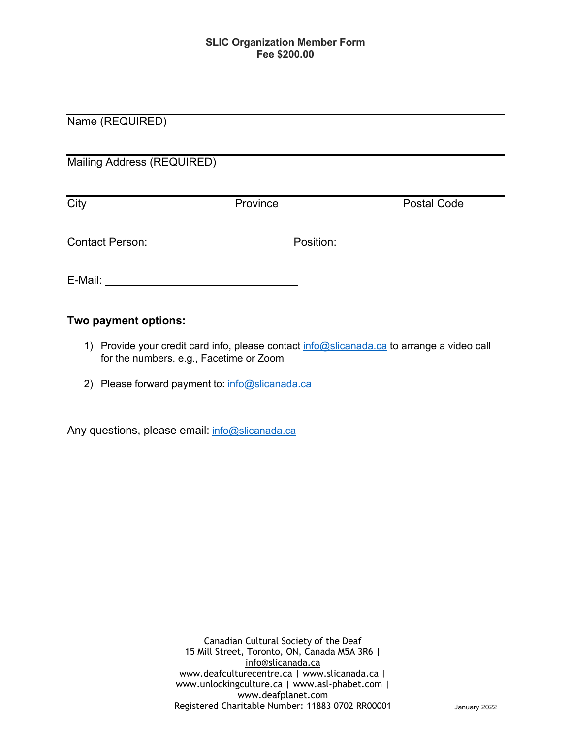**SLIC Organization Member Form**
**Fee $200.00**

Name (REQUIRED)

Mailing Address (REQUIRED)

City Province Postal Code

Contact Person: \_\_\_\_\_\_\_\_\_\_\_\_\_\_\_\_\_\_\_\_\_\_\_\_\_\_\_\_\_\_ Position: \_\_\_\_\_\_\_\_\_\_\_\_\_\_\_\_\_\_\_\_\_\_\_\_\_\_\_\_\_\_

E-Mail: \_\_\_\_\_\_\_\_\_\_\_\_\_\_\_\_\_\_\_\_\_\_\_\_\_\_\_\_\_\_\_\_\_\_\_\_\_\_\_\_

**Two payment options:**

1) Provide your credit card info, please contact info@slicanada.ca to arrange a video call for the numbers. e.g., Facetime or Zoom

2) Please forward payment to: info@slicanada.ca

Any questions, please email: info@slicanada.ca

Canadian Cultural Society of the Deaf
15 Mill Street, Toronto, ON, Canada M5A 3R6 |
info@slicanada.ca
www.deafculturecentre.ca | www.slicanada.ca |
www.unlockingculture.ca | www.asl-phabet.com |
www.deafplanet.com
Registered Charitable Number: 11883 0702 RR00001

January 2022